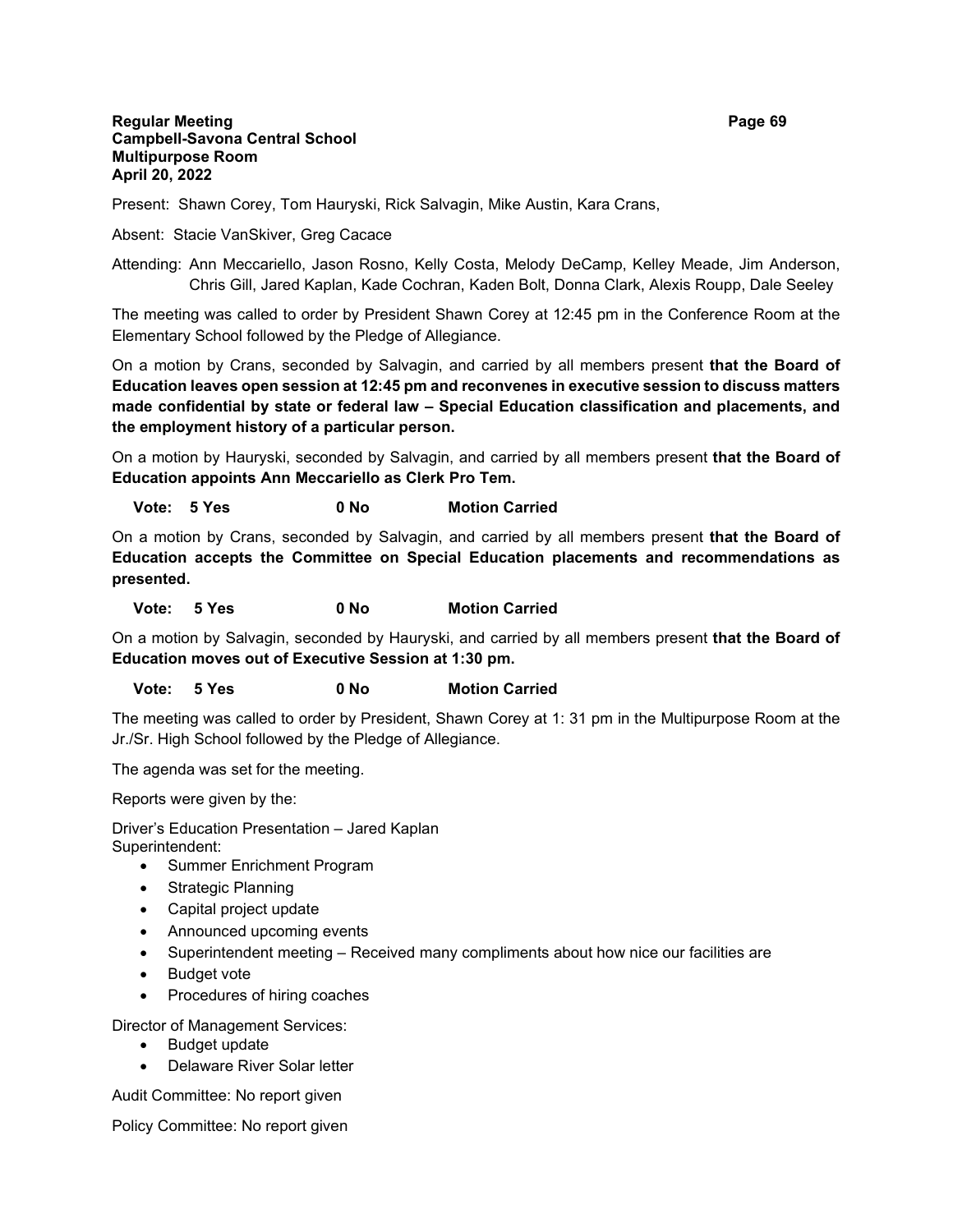**Regular Meeting**
**Campbell-Savona Central School**
**Multipurpose Room**
**April 20, 2022**

Present: Shawn Corey, Tom Hauryski, Rick Salvagin, Mike Austin, Kara Crans,

Absent: Stacie VanSkiver, Greg Cacace

Attending: Ann Meccariello, Jason Rosno, Kelly Costa, Melody DeCamp, Kelley Meade, Jim Anderson, Chris Gill, Jared Kaplan, Kade Cochran, Kaden Bolt, Donna Clark, Alexis Roupp, Dale Seeley

The meeting was called to order by President Shawn Corey at 12:45 pm in the Conference Room at the Elementary School followed by the Pledge of Allegiance.

On a motion by Crans, seconded by Salvagin, and carried by all members present **that the Board of Education leaves open session at 12:45 pm and reconvenes in executive session to discuss matters made confidential by state or federal law – Special Education classification and placements, and the employment history of a particular person.**

On a motion by Hauryski, seconded by Salvagin, and carried by all members present **that the Board of Education appoints Ann Meccariello as Clerk Pro Tem.**

**Vote: 5 Yes 0 No Motion Carried**

On a motion by Crans, seconded by Salvagin, and carried by all members present **that the Board of Education accepts the Committee on Special Education placements and recommendations as presented.**

**Vote: 5 Yes 0 No Motion Carried**

On a motion by Salvagin, seconded by Hauryski, and carried by all members present **that the Board of Education moves out of Executive Session at 1:30 pm.**

**Vote: 5 Yes 0 No Motion Carried**

The meeting was called to order by President, Shawn Corey at 1: 31 pm in the Multipurpose Room at the Jr./Sr. High School followed by the Pledge of Allegiance.

The agenda was set for the meeting.

Reports were given by the:

Driver's Education Presentation – Jared Kaplan
Superintendent:

- Summer Enrichment Program
- Strategic Planning
- Capital project update
- Announced upcoming events
- Superintendent meeting – Received many compliments about how nice our facilities are
- Budget vote
- Procedures of hiring coaches

Director of Management Services:

- Budget update
- Delaware River Solar letter

Audit Committee: No report given

Policy Committee: No report given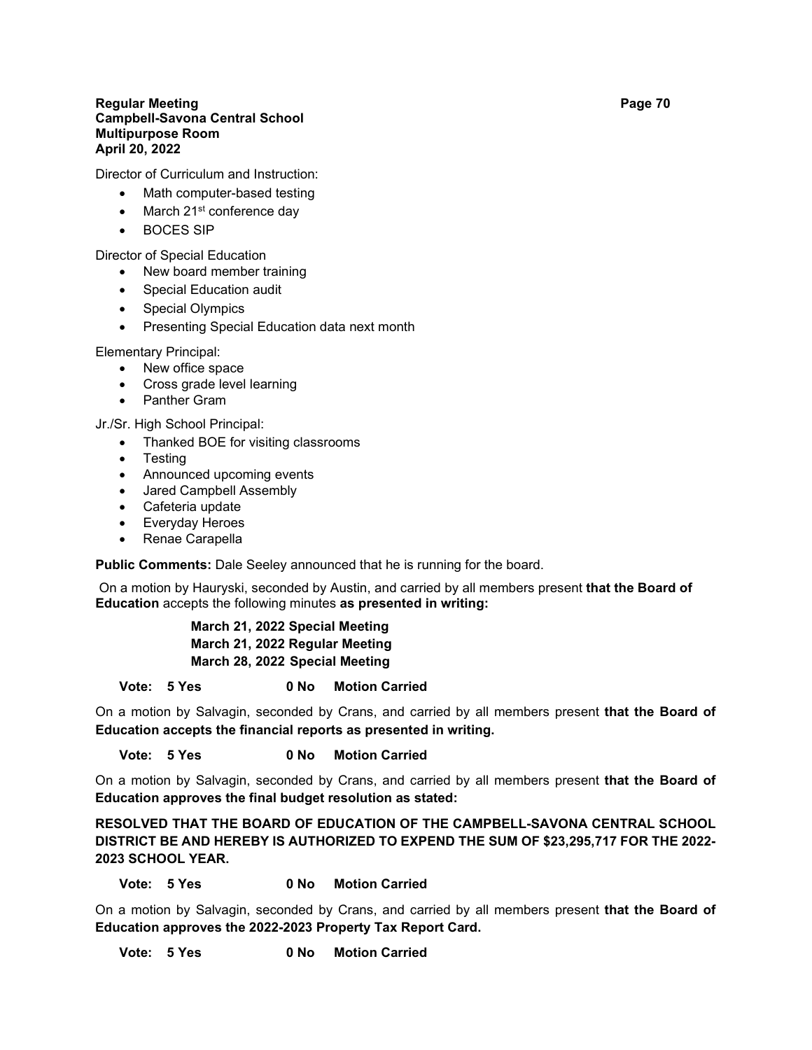Director of Curriculum and Instruction:

- Math computer-based testing
- March 21st conference day
- BOCES SIP

Director of Special Education

- New board member training
- Special Education audit
- Special Olympics
- Presenting Special Education data next month

Elementary Principal:

- New office space
- Cross grade level learning
- Panther Gram

Jr./Sr. High School Principal:

- Thanked BOE for visiting classrooms
- Testing
- Announced upcoming events
- Jared Campbell Assembly
- Cafeteria update
- Everyday Heroes
- Renae Carapella

**Public Comments:** Dale Seeley announced that he is running for the board.

On a motion by Hauryski, seconded by Austin, and carried by all members present **that the Board of Education** accepts the following minutes **as presented in writing:**

**March 21, 2022 Special Meeting**
**March 21, 2022 Regular Meeting**
**March 28, 2022 Special Meeting**

**Vote: 5 Yes 0 No Motion Carried**

On a motion by Salvagin, seconded by Crans, and carried by all members present **that the Board of Education accepts the financial reports as presented in writing.**

**Vote: 5 Yes 0 No Motion Carried**

On a motion by Salvagin, seconded by Crans, and carried by all members present **that the Board of Education approves the final budget resolution as stated:**

**RESOLVED THAT THE BOARD OF EDUCATION OF THE CAMPBELL-SAVONA CENTRAL SCHOOL DISTRICT BE AND HEREBY IS AUTHORIZED TO EXPEND THE SUM OF $23,295,717 FOR THE 2022-2023 SCHOOL YEAR.**

**Vote: 5 Yes 0 No Motion Carried**

On a motion by Salvagin, seconded by Crans, and carried by all members present **that the Board of Education approves the 2022-2023 Property Tax Report Card.**

**Vote: 5 Yes 0 No Motion Carried**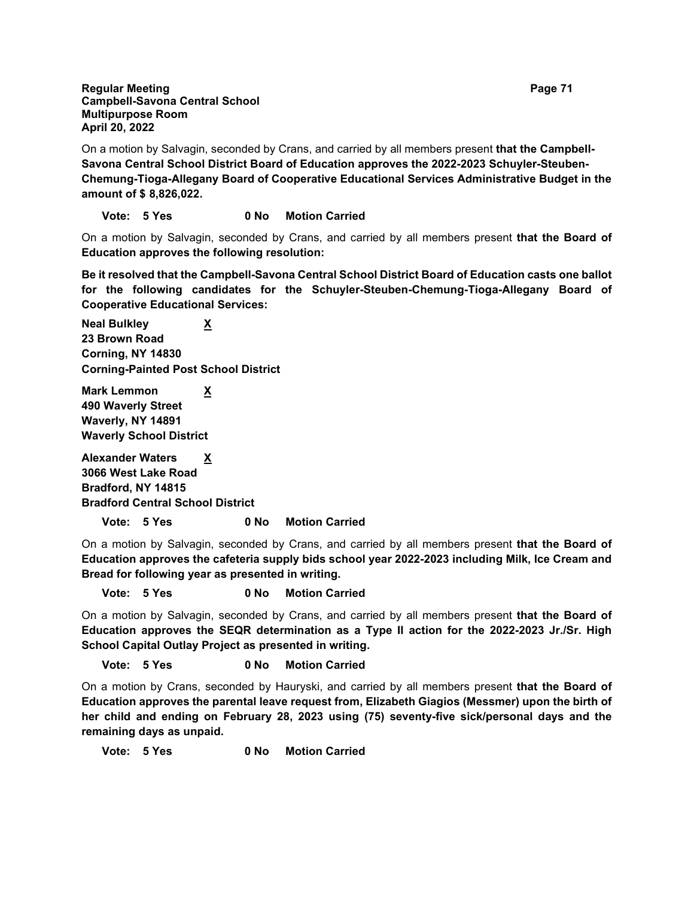On a motion by Salvagin, seconded by Crans, and carried by all members present **that the Campbell-Savona Central School District Board of Education approves the 2022-2023 Schuyler-Steuben-Chemung-Tioga-Allegany Board of Cooperative Educational Services Administrative Budget in the amount of $ 8,826,022.**

**Vote: 5 Yes 0 No Motion Carried**

On a motion by Salvagin, seconded by Crans, and carried by all members present **that the Board of Education approves the following resolution:**

**Be it resolved that the Campbell-Savona Central School District Board of Education casts one ballot for the following candidates for the Schuyler-Steuben-Chemung-Tioga-Allegany Board of Cooperative Educational Services:**

**Neal Bulkley X**
**23 Brown Road**
**Corning, NY 14830**
**Corning-Painted Post School District**

**Mark Lemmon X**
**490 Waverly Street**
**Waverly, NY 14891**
**Waverly School District**

**Alexander Waters X**
**3066 West Lake Road**
**Bradford, NY 14815**
**Bradford Central School District**

**Vote: 5 Yes 0 No Motion Carried**

On a motion by Salvagin, seconded by Crans, and carried by all members present **that the Board of Education approves the cafeteria supply bids school year 2022-2023 including Milk, Ice Cream and Bread for following year as presented in writing.**

**Vote: 5 Yes 0 No Motion Carried**

On a motion by Salvagin, seconded by Crans, and carried by all members present **that the Board of Education approves the SEQR determination as a Type II action for the 2022-2023 Jr./Sr. High School Capital Outlay Project as presented in writing.**

**Vote: 5 Yes 0 No Motion Carried**

On a motion by Crans, seconded by Hauryski, and carried by all members present **that the Board of Education approves the parental leave request from, Elizabeth Giagios (Messmer) upon the birth of her child and ending on February 28, 2023 using (75) seventy-five sick/personal days and the remaining days as unpaid.**

**Vote: 5 Yes 0 No Motion Carried**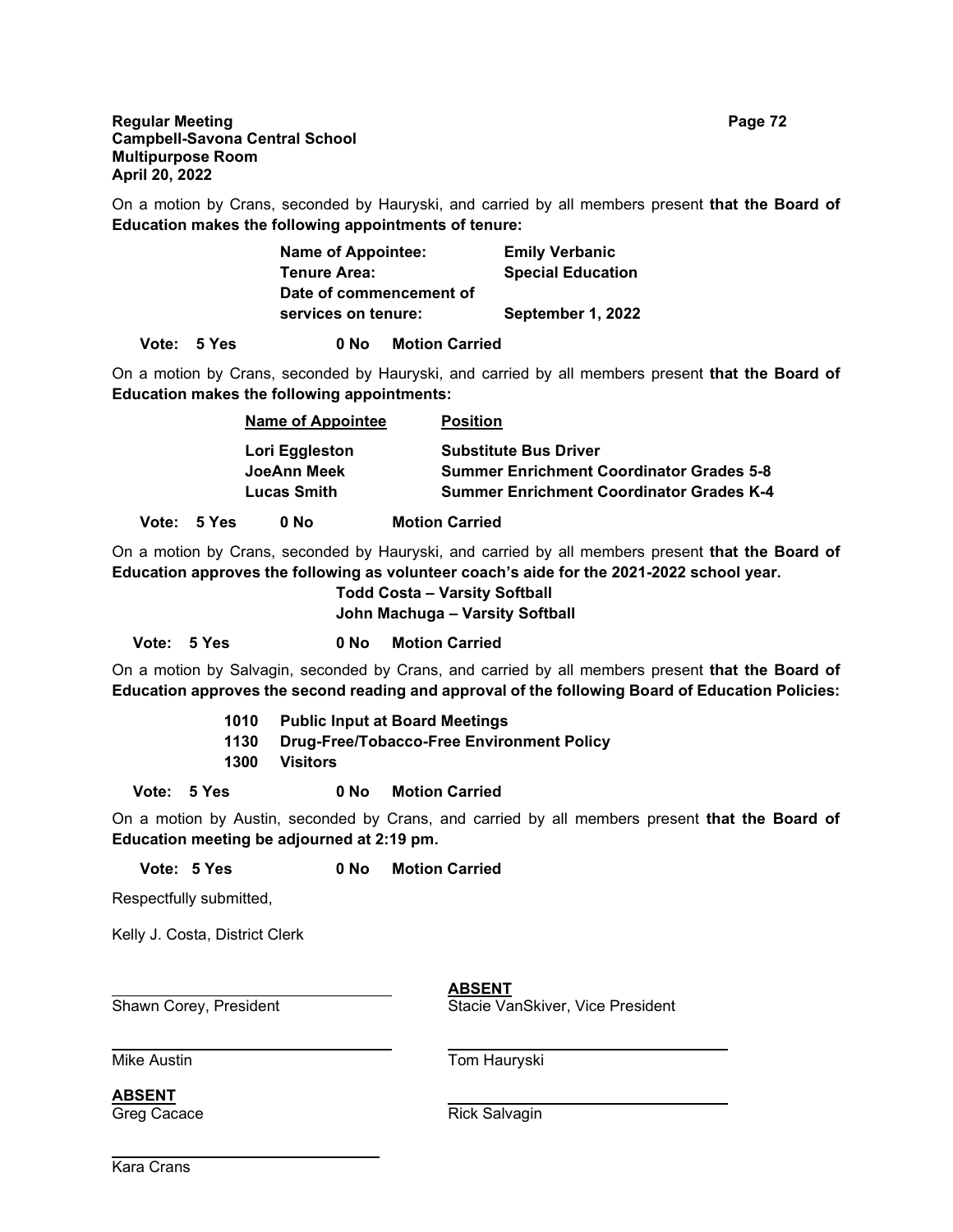On a motion by Crans, seconded by Hauryski, and carried by all members present **that the Board of Education makes the following appointments of tenure:**

| | |
|---|---|
| **Name of Appointee:** | **Emily Verbanic** |
| **Tenure Area:** | **Special Education** |
| **Date of commencement of services on tenure:** | **September 1, 2022** |

**Vote: 5 Yes 0 No Motion Carried**

On a motion by Crans, seconded by Hauryski, and carried by all members present **that the Board of Education makes the following appointments:**

| **Name of Appointee** | **Position** |
|---|---|
| **Lori Eggleston** | **Substitute Bus Driver** |
| **JoeAnn Meek** | **Summer Enrichment Coordinator Grades 5-8** |
| **Lucas Smith** | **Summer Enrichment Coordinator Grades K-4** |

**Vote: 5 Yes 0 No Motion Carried**

On a motion by Crans, seconded by Hauryski, and carried by all members present **that the Board of Education approves the following as volunteer coach's aide for the 2021-2022 school year.**

**Todd Costa – Varsity Softball**
**John Machuga – Varsity Softball**

**Vote: 5 Yes 0 No Motion Carried**

On a motion by Salvagin, seconded by Crans, and carried by all members present **that the Board of Education approves the second reading and approval of the following Board of Education Policies:**

**1010 Public Input at Board Meetings**
**1130 Drug-Free/Tobacco-Free Environment Policy**
**1300 Visitors**

**Vote: 5 Yes 0 No Motion Carried**

On a motion by Austin, seconded by Crans, and carried by all members present **that the Board of Education meeting be adjourned at 2:19 pm.**

**Vote: 5 Yes 0 No Motion Carried**

Respectfully submitted,

Kelly J. Costa, District Clerk

Shawn Corey, President

**ABSENT**
Stacie VanSkiver, Vice President

Mike Austin

Tom Hauryski

**ABSENT**
Greg Cacace

Rick Salvagin

Kara Crans